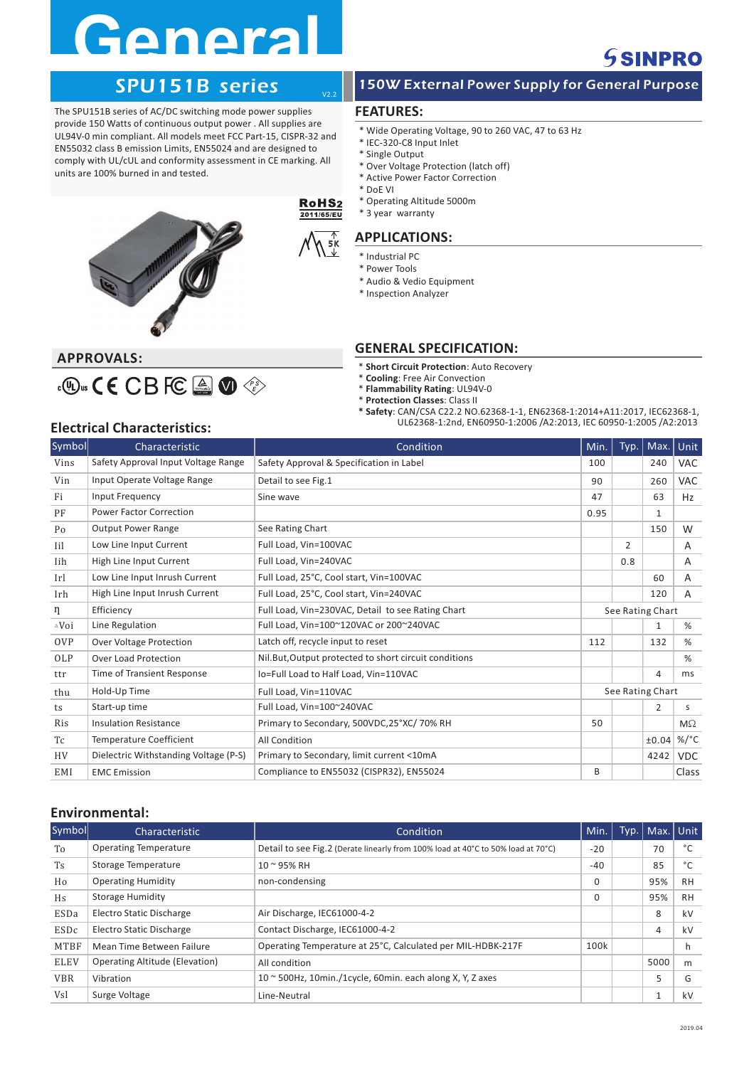# General

## SPU151B series

V2.2

## 150W External Power Supply for General Purpose

The SPU151B series of AC/DC switching mode power supplies provide 150 Watts of continuous output power . All supplies are UL94V-0 min compliant. All models meet FCC Part-15, CISPR-32 and EN55032 class B emission Limits, EN55024 and are designed to comply with UL/cUL and conformity assessment in CE marking. All units are 100% burned in and tested.

RoHS2 2011/65/EU

5K

## FEATURES:

* Wide Operating Voltage, 90 to 260 VAC, 47 to 63 Hz
* IEC-320-C8 Input Inlet
* Single Output
* Over Voltage Protection (latch off)
* Active Power Factor Correction
* DoE VI
* Operating Altitude 5000m
* 3 year warranty

## APPLICATIONS:

* Industrial PC
* Power Tools
* Audio & Vedio Equipment
* Inspection Analyzer

## APPROVALS:

## GENERAL SPECIFICATION:

* **Short Circuit Protection**: Auto Recovery
* **Cooling**: Free Air Convection
* **Flammability Rating**: UL94V-0
* **Protection Classes**: Class II
* **Safety**: CAN/CSA C22.2 NO.62368-1-1, EN62368-1:2014+A11:2017, IEC62368-1, UL62368-1:2nd, EN60950-1:2006 /A2:2013, IEC 60950-1:2005 /A2:2013

## Electrical Characteristics:

| Symbol | Characteristic | Condition | Min. | Typ. | Max. | Unit |
|---|---|---|---|---|---|---|
| Vins | Safety Approval Input Voltage Range | Safety Approval & Specification in Label | 100 | | 240 | VAC |
| Vin | Input Operate Voltage Range | Detail to see Fig.1 | 90 | | 260 | VAC |
| Fi | Input Frequency | Sine wave | 47 | | 63 | Hz |
| PF | Power Factor Correction | | 0.95 | | 1 | |
| Po | Output Power Range | See Rating Chart | | | 150 | W |
| Iil | Low Line Input Current | Full Load, Vin=100VAC | | 2 | | A |
| Iih | High Line Input Current | Full Load, Vin=240VAC | | 0.8 | | A |
| Irl | Low Line Input Inrush Current | Full Load, 25°C, Cool start, Vin=100VAC | | | 60 | A |
| Irh | High Line Input Inrush Current | Full Load, 25°C, Cool start, Vin=240VAC | | | 120 | A |
| η | Efficiency | Full Load, Vin=230VAC, Detail to see Rating Chart | See Rating Chart | | | |
| △Voi | Line Regulation | Full Load, Vin=100~120VAC or 200~240VAC | | | 1 | % |
| OVP | Over Voltage Protection | Latch off, recycle input to reset | 112 | | 132 | % |
| OLP | Over Load Protection | Nil.But,Output protected to short circuit conditions | | | | % |
| ttr | Time of Transient Response | Io=Full Load to Half Load, Vin=110VAC | | | 4 | ms |
| thu | Hold-Up Time | Full Load, Vin=110VAC | See Rating Chart | | | |
| ts | Start-up time | Full Load, Vin=100~240VAC | | | 2 | s |
| Ris | Insulation Resistance | Primary to Secondary, 500VDC,25°XC/ 70% RH | 50 | | | MΩ |
| Tc | Temperature Coefficient | All Condition | | | ±0.04 | %/°C |
| HV | Dielectric Withstanding Voltage (P-S) | Primary to Secondary, limit current <10mA | | | 4242 | VDC |
| EMI | EMC Emission | Compliance to EN55032 (CISPR32), EN55024 | B | | | Class |

## Environmental:

| Symbol | Characteristic | Condition | Min. | Typ. | Max. | Unit |
|---|---|---|---|---|---|---|
| To | Operating Temperature | Detail to see Fig.2 (Derate linearly from 100% load at 40°C to 50% load at 70°C) | -20 | | 70 | °C |
| Ts | Storage Temperature | 10 ~ 95% RH | -40 | | 85 | °C |
| Ho | Operating Humidity | non-condensing | 0 | | 95% | RH |
| Hs | Storage Humidity | | 0 | | 95% | RH |
| ESDa | Electro Static Discharge | Air Discharge, IEC61000-4-2 | | | 8 | kV |
| ESDc | Electro Static Discharge | Contact Discharge, IEC61000-4-2 | | | 4 | kV |
| MTBF | Mean Time Between Failure | Operating Temperature at 25°C, Calculated per MIL-HDBK-217F | 100k | | | h |
| ELEV | Operating Altitude (Elevation) | All condition | | | 5000 | m |
| VBR | Vibration | 10 ~ 500Hz, 10min./1cycle, 60min. each along X, Y, Z axes | | | 5 | G |
| Vsl | Surge Voltage | Line-Neutral | | | 1 | kV |

2019.04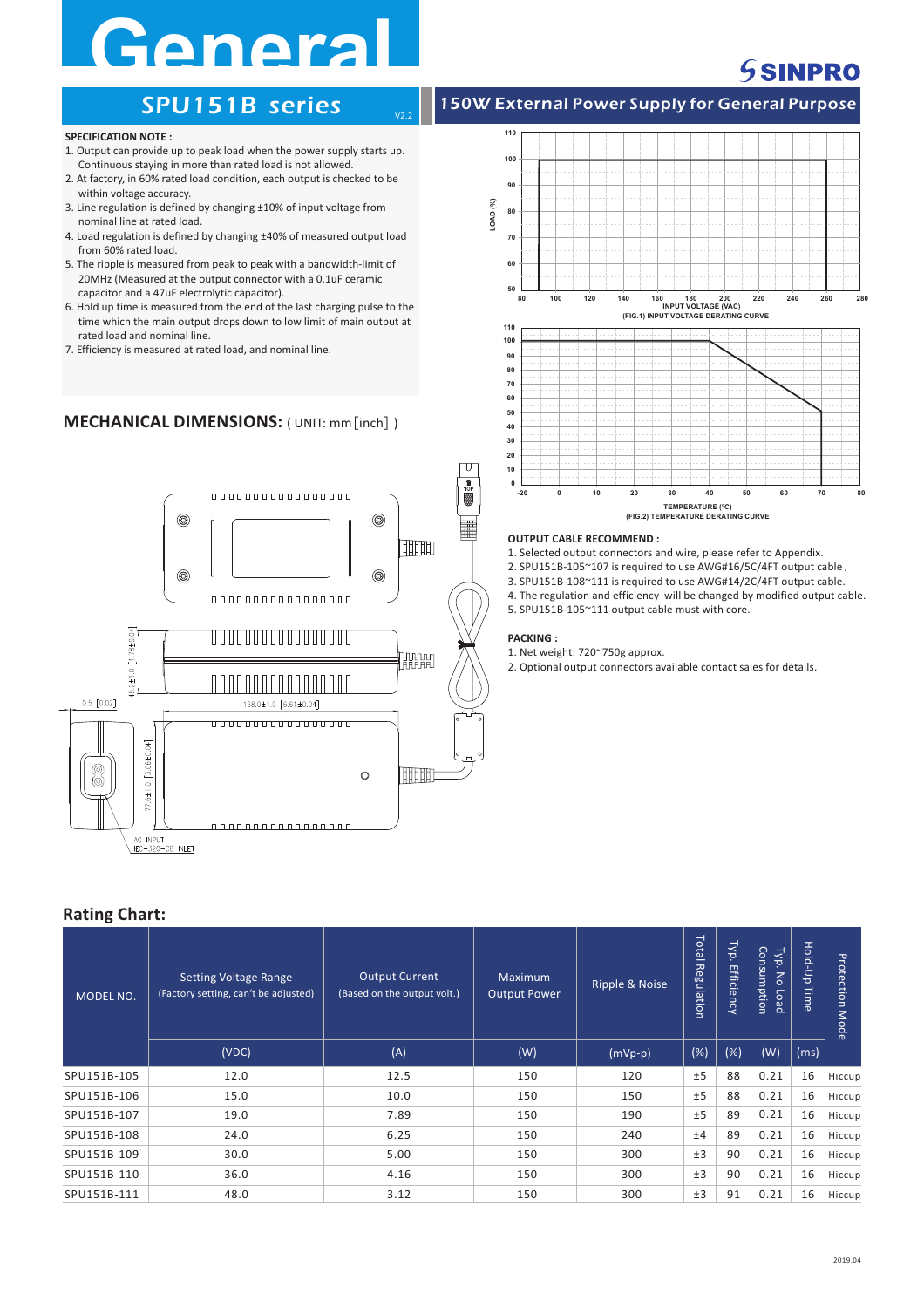# General

SINPRO

## SPU151B series

V2.2

## 150W External Power Supply for General Purpose

**SPECIFICATION NOTE :**

1. Output can provide up to peak load when the power supply starts up. Continuous staying in more than rated load is not allowed.
2. At factory, in 60% rated load condition, each output is checked to be within voltage accuracy.
3. Line regulation is defined by changing ±10% of input voltage from nominal line at rated load.
4. Load regulation is defined by changing ±40% of measured output load from 60% rated load.
5. The ripple is measured from peak to peak with a bandwidth-limit of 20MHz (Measured at the output connector with a 0.1uF ceramic capacitor and a 47uF electrolytic capacitor).
6. Hold up time is measured from the end of the last charging pulse to the time which the main output drops down to low limit of main output at rated load and nominal line.
7. Efficiency is measured at rated load, and nominal line.

LOAD (%)
110
100
90
80
70
60
50
80 100 120 140 160 180 200 220 240 260 280
INPUT VOLTAGE (VAC)
(FIG.1) INPUT VOLTAGE DERATING CURVE

110
100
90
80
70
60
50
40
30
20
10
0
-20 0 10 20 30 40 50 60 70 80
TEMPERATURE (°C)
(FIG.2) TEMPERATURE DERATING CURVE

## MECHANICAL DIMENSIONS: ( UNIT: mm [inch] )

45.2±1.0 [1.78±0.04]
0.5 [0.02]
168.0±1.0 [6.61±0.04]
77.6±1.0 [3.06±0.04]
AC INPUT
IEC-320-C8 INLET

**OUTPUT CABLE RECOMMEND :**

1. Selected output connectors and wire, please refer to Appendix.
2. SPU151B-105~107 is required to use AWG#16/5C/4FT output cable.
3. SPU151B-108~111 is required to use AWG#14/2C/4FT output cable.
4. The regulation and efficiency will be changed by modified output cable.
5. SPU151B-105~111 output cable must with core.

**PACKING :**

1. Net weight: 720~750g approx.
2. Optional output connectors available contact sales for details.

## Rating Chart:

| MODEL NO. | Setting Voltage Range (Factory setting, can't be adjusted) | Output Current (Based on the output volt.) | Maximum Output Power | Ripple & Noise | Total Regulation | Typ. Efficiency | Typ. No Load Consumption | Hold-Up Time | Protection Mode |
|---|---|---|---|---|---|---|---|---|---|
| | (VDC) | (A) | (W) | (mVp-p) | (%) | (%) | (W) | (ms) | |
| SPU151B-105 | 12.0 | 12.5 | 150 | 120 | ±5 | 88 | 0.21 | 16 | Hiccup |
| SPU151B-106 | 15.0 | 10.0 | 150 | 150 | ±5 | 88 | 0.21 | 16 | Hiccup |
| SPU151B-107 | 19.0 | 7.89 | 150 | 190 | ±5 | 89 | 0.21 | 16 | Hiccup |
| SPU151B-108 | 24.0 | 6.25 | 150 | 240 | ±4 | 89 | 0.21 | 16 | Hiccup |
| SPU151B-109 | 30.0 | 5.00 | 150 | 300 | ±3 | 90 | 0.21 | 16 | Hiccup |
| SPU151B-110 | 36.0 | 4.16 | 150 | 300 | ±3 | 90 | 0.21 | 16 | Hiccup |
| SPU151B-111 | 48.0 | 3.12 | 150 | 300 | ±3 | 91 | 0.21 | 16 | Hiccup |

2019.04